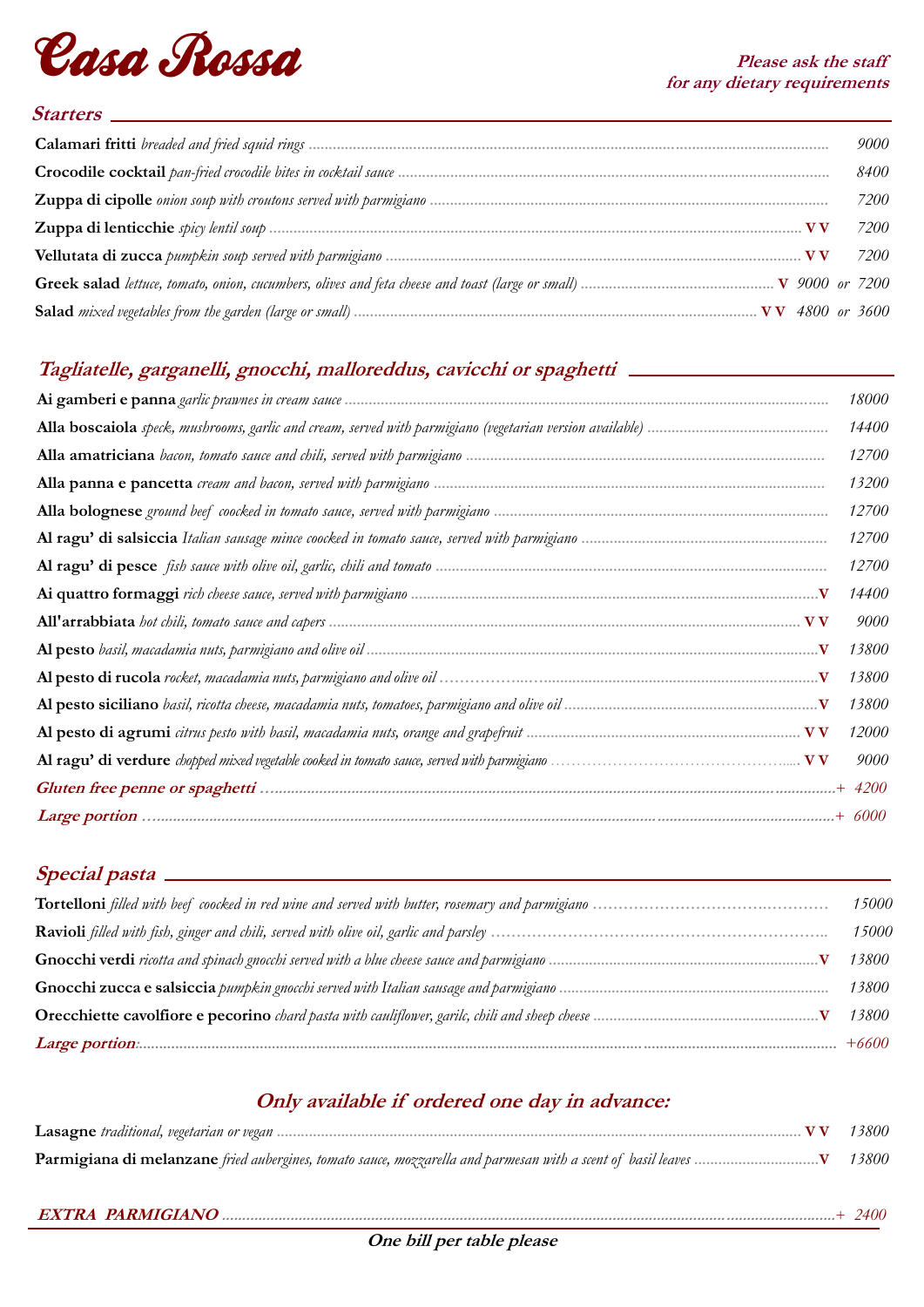# Casa Rossa

***Please ask the staff for any dietary requirements***

## *Starters*

**Calamari fritti** *breaded and fried squid rings* ........ *9000*

**Crocodile cocktail** *pan-fried crocodile bites in cocktail sauce* ........ *8400*

**Zuppa di cipolle** *onion soup with croutons served with parmigiano* ........ *7200*

**Zuppa di lenticchie** *spicy lentil soup* ........ **V V** *7200*

**Vellutata di zucca** *pumpkin soup served with parmigiano* ........ **V V** *7200*

**Greek salad** *lettuce, tomato, onion, cucumbers, olives and feta cheese and toast (large or small)* ........ **V** *9000 or 7200*

**Salad** *mixed vegetables from the garden (large or small)* ........ **V V** *4800 or 3600*

## *Tagliatelle, garganelli, gnocchi, malloreddus, cavicchi or spaghetti*

**Ai gamberi e panna** *garlic prawnes in cream sauce* ........ *18000*

**Alla boscaiola** *speck, mushrooms, garlic and cream, served with parmigiano (vegetarian version available)* ........ *14400*

**Alla amatriciana** *bacon, tomato sauce and chili, served with parmigiano* ........ *12700*

**Alla panna e pancetta** *cream and bacon, served with parmigiano* ........ *13200*

**Alla bolognese** *ground beef coocked in tomato sauce, served with parmigiano* ........ *12700*

**Al ragu' di salsiccia** *Italian sausage mince coocked in tomato sauce, served with parmigiano* ........ *12700*

**Al ragu' di pesce** *fish sauce with olive oil, garlic, chili and tomato* ........ *12700*

**Ai quattro formaggi** *rich cheese sauce, served with parmigiano* ........ **V** *14400*

**All'arrabbiata** *hot chili, tomato sauce and capers* ........ **V V** *9000*

**Al pesto** *basil, macadamia nuts, parmigiano and olive oil* ........ **V** *13800*

**Al pesto di rucola** *rocket, macadamia nuts, parmigiano and olive oil* ........ **V** *13800*

**Al pesto siciliano** *basil, ricotta cheese, macadamia nuts, tomatoes, parmigiano and olive oil* ........ **V** *13800*

**Al pesto di agrumi** *citrus pesto with basil, macadamia nuts, orange and grapefruit* ........ **V V** *12000*

**Al ragu' di verdure** *chopped mixed vegetable cooked in tomato sauce, served with parmigiano* ........ **V V** *9000*

***Gluten free penne or spaghetti*** ........ *+ 4200*

***Large portion*** ........ *+ 6000*

## *Special pasta*

**Tortelloni** *filled with beef coocked in red wine and served with butter, rosemary and parmigiano* ........ *15000*

**Ravioli** *filled with fish, ginger and chili, served with olive oil, garlic and parsley* ........ *15000*

**Gnocchi verdi** *ricotta and spinach gnocchi served with a blue cheese sauce and parmigiano* ........ **V** *13800*

**Gnocchi zucca e salsiccia** *pumpkin gnocchi served with Italian sausage and parmigiano* ........ *13800*

**Orecchiette cavolfiore e pecorino** *chard pasta with cauliflower, garilc, chili and sheep cheese* ........ **V** *13800*

***Large portion*** ........ *+6600*

## *Only available if ordered one day in advance:*

**Lasagne** *traditional, vegetarian or vegan* ........ **V V** *13800*

**Parmigiana di melanzane** *fried aubergines, tomato sauce, mozzarella and parmesan with a scent of basil leaves* ........ **V** *13800*

***EXTRA PARMIGIANO*** ........ *+ 2400*

***One bill per table please***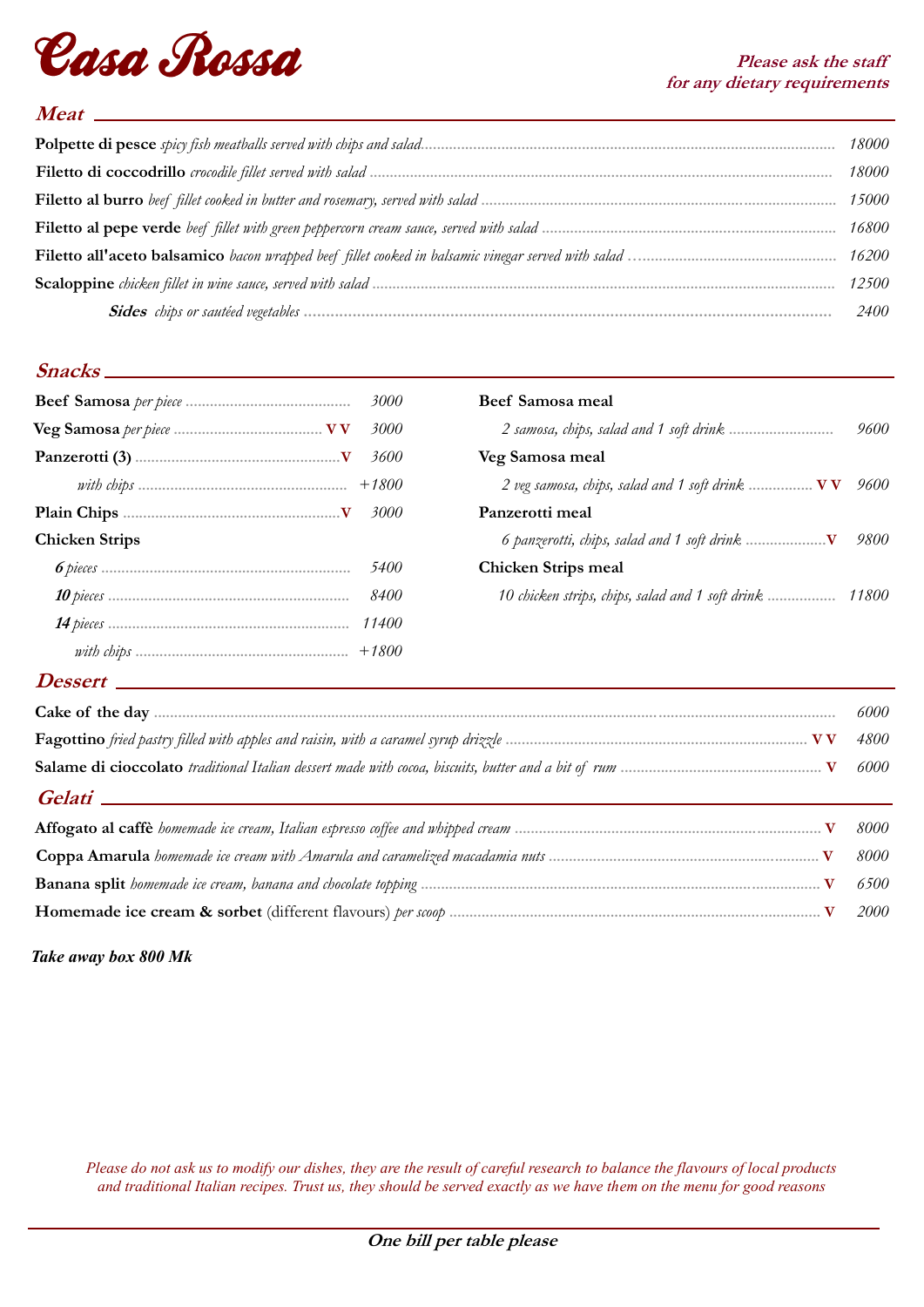# Casa Rossa

***Please ask the staff for any dietary requirements***

## Meat

**Polpette di pesce** *spicy fish meatballs served with chips and salad* ... 18000

**Filetto di coccodrillo** *crocodile fillet served with salad* ... 18000

**Filetto al burro** *beef fillet cooked in butter and rosemary, served with salad* ... 15000

**Filetto al pepe verde** *beef fillet with green peppercorn cream sauce, served with salad* ... 16800

**Filetto all'aceto balsamico** *bacon wrapped beef fillet cooked in balsamic vinegar served with salad* ... 16200

**Scaloppine** *chicken fillet in wine sauce, served with salad* ... 12500

***Sides*** *chips or sautéed vegetables* ... 2400

## Snacks

**Beef Samosa** *per piece* ... 3000

**Veg Samosa** *per piece* ... **V V** 3000

**Panzerotti (3)** ... **V** 3600

*with chips* ... +1800

**Plain Chips** ... **V** 3000

**Chicken Strips**

***6** pieces* ... 5400

***10** pieces* ... 8400

***14** pieces* ... 11400

*with chips* ... +1800

**Beef Samosa meal**

*2 samosa, chips, salad and 1 soft drink* ... 9600

**Veg Samosa meal**

*2 veg samosa, chips, salad and 1 soft drink* ... **V V** 9600

**Panzerotti meal**

*6 panzerotti, chips, salad and 1 soft drink* ... **V** 9800

**Chicken Strips meal**

*10 chicken strips, chips, salad and 1 soft drink* ... 11800

## Dessert

**Cake of the day** ... 6000

**Fagottino** *fried pastry filled with apples and raisin, with a caramel syrup drizzle* ... **V V** 4800

**Salame di cioccolato** *traditional Italian dessert made with cocoa, biscuits, butter and a bit of rum* ... **V** 6000

## Gelati

**Affogato al caffè** *homemade ice cream, Italian espresso coffee and whipped cream* ... **V** 8000

**Coppa Amarula** *homemade ice cream with Amarula and caramelized macadamia nuts* ... **V** 8000

**Banana split** *homemade ice cream, banana and chocolate topping* ... **V** 6500

**Homemade ice cream & sorbet** (different flavours) *per scoop* ... **V** 2000

***Take away box 800 Mk***

*Please do not ask us to modify our dishes, they are the result of careful research to balance the flavours of local products and traditional Italian recipes. Trust us, they should be served exactly as we have them on the menu for good reasons*

***One bill per table please***